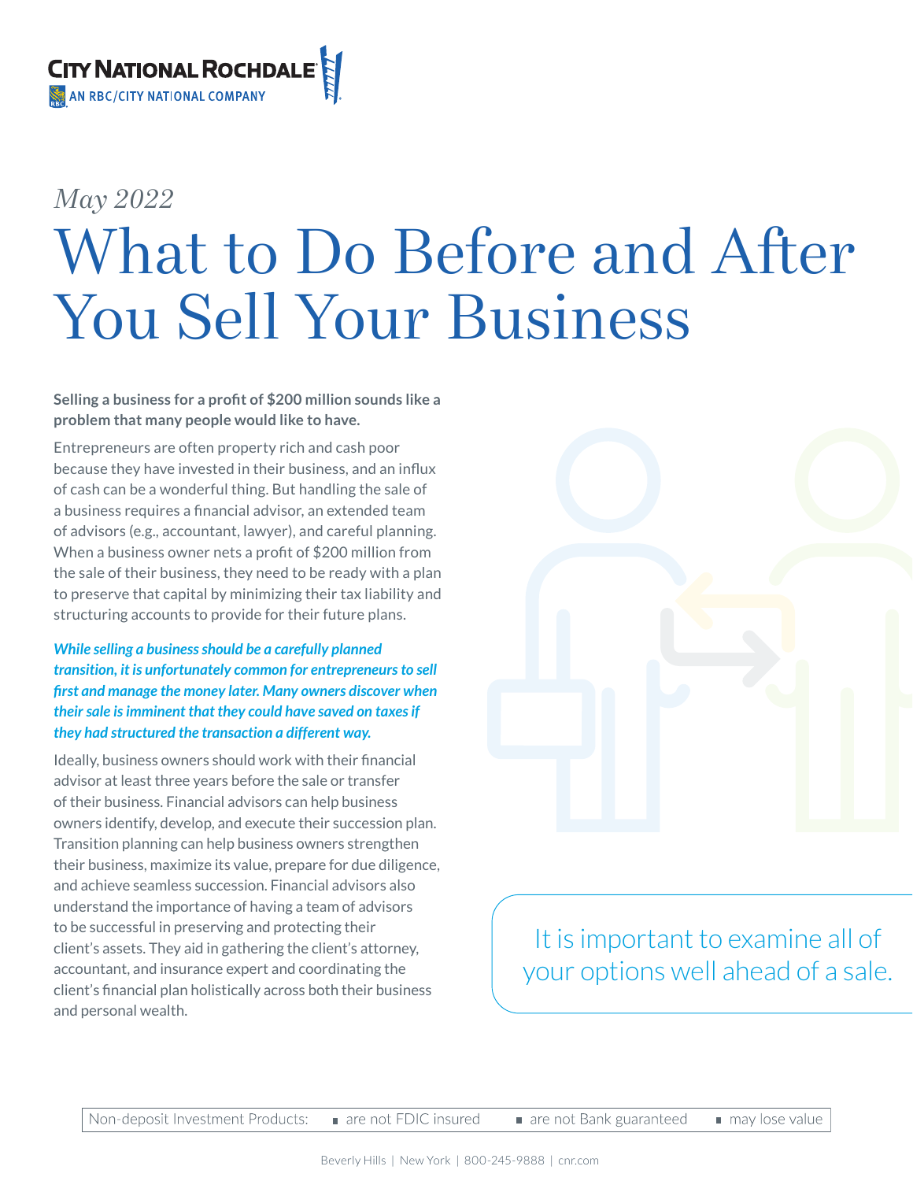City National Rochdale
AN RBC/CITY NATIONAL COMPANY

*May 2022*

# What to Do Before and After You Sell Your Business

**Selling a business for a profit of $200 million sounds like a problem that many people would like to have.**

Entrepreneurs are often property rich and cash poor because they have invested in their business, and an influx of cash can be a wonderful thing. But handling the sale of a business requires a financial advisor, an extended team of advisors (e.g., accountant, lawyer), and careful planning. When a business owner nets a profit of $200 million from the sale of their business, they need to be ready with a plan to preserve that capital by minimizing their tax liability and structuring accounts to provide for their future plans.

***While selling a business should be a carefully planned transition, it is unfortunately common for entrepreneurs to sell first and manage the money later. Many owners discover when their sale is imminent that they could have saved on taxes if they had structured the transaction a different way.***

Ideally, business owners should work with their financial advisor at least three years before the sale or transfer of their business. Financial advisors can help business owners identify, develop, and execute their succession plan. Transition planning can help business owners strengthen their business, maximize its value, prepare for due diligence, and achieve seamless succession. Financial advisors also understand the importance of having a team of advisors to be successful in preserving and protecting their client's assets. They aid in gathering the client's attorney, accountant, and insurance expert and coordinating the client's financial plan holistically across both their business and personal wealth.

> It is important to examine all of your options well ahead of a sale.

| Non-deposit Investment Products: | are not FDIC insured | are not Bank guaranteed | may lose value |
|---|---|---|---|

Beverly Hills | New York | 800-245-9888 | cnr.com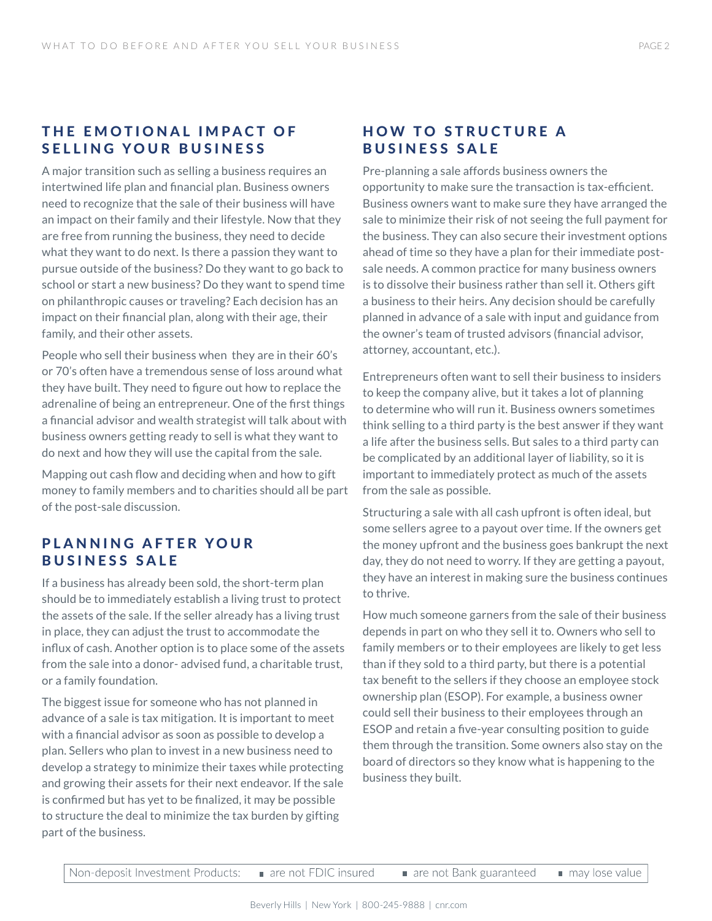## THE EMOTIONAL IMPACT OF SELLING YOUR BUSINESS

A major transition such as selling a business requires an intertwined life plan and financial plan. Business owners need to recognize that the sale of their business will have an impact on their family and their lifestyle. Now that they are free from running the business, they need to decide what they want to do next. Is there a passion they want to pursue outside of the business? Do they want to go back to school or start a new business? Do they want to spend time on philanthropic causes or traveling? Each decision has an impact on their financial plan, along with their age, their family, and their other assets.

People who sell their business when they are in their 60's or 70's often have a tremendous sense of loss around what they have built. They need to figure out how to replace the adrenaline of being an entrepreneur. One of the first things a financial advisor and wealth strategist will talk about with business owners getting ready to sell is what they want to do next and how they will use the capital from the sale.

Mapping out cash flow and deciding when and how to gift money to family members and to charities should all be part of the post-sale discussion.

## PLANNING AFTER YOUR BUSINESS SALE

If a business has already been sold, the short-term plan should be to immediately establish a living trust to protect the assets of the sale. If the seller already has a living trust in place, they can adjust the trust to accommodate the influx of cash. Another option is to place some of the assets from the sale into a donor- advised fund, a charitable trust, or a family foundation.

The biggest issue for someone who has not planned in advance of a sale is tax mitigation. It is important to meet with a financial advisor as soon as possible to develop a plan. Sellers who plan to invest in a new business need to develop a strategy to minimize their taxes while protecting and growing their assets for their next endeavor. If the sale is confirmed but has yet to be finalized, it may be possible to structure the deal to minimize the tax burden by gifting part of the business.

## HOW TO STRUCTURE A BUSINESS SALE

Pre-planning a sale affords business owners the opportunity to make sure the transaction is tax-efficient. Business owners want to make sure they have arranged the sale to minimize their risk of not seeing the full payment for the business. They can also secure their investment options ahead of time so they have a plan for their immediate post-sale needs. A common practice for many business owners is to dissolve their business rather than sell it. Others gift a business to their heirs. Any decision should be carefully planned in advance of a sale with input and guidance from the owner's team of trusted advisors (financial advisor, attorney, accountant, etc.).

Entrepreneurs often want to sell their business to insiders to keep the company alive, but it takes a lot of planning to determine who will run it. Business owners sometimes think selling to a third party is the best answer if they want a life after the business sells. But sales to a third party can be complicated by an additional layer of liability, so it is important to immediately protect as much of the assets from the sale as possible.

Structuring a sale with all cash upfront is often ideal, but some sellers agree to a payout over time. If the owners get the money upfront and the business goes bankrupt the next day, they do not need to worry. If they are getting a payout, they have an interest in making sure the business continues to thrive.

How much someone garners from the sale of their business depends in part on who they sell it to. Owners who sell to family members or to their employees are likely to get less than if they sold to a third party, but there is a potential tax benefit to the sellers if they choose an employee stock ownership plan (ESOP). For example, a business owner could sell their business to their employees through an ESOP and retain a five-year consulting position to guide them through the transition. Some owners also stay on the board of directors so they know what is happening to the business they built.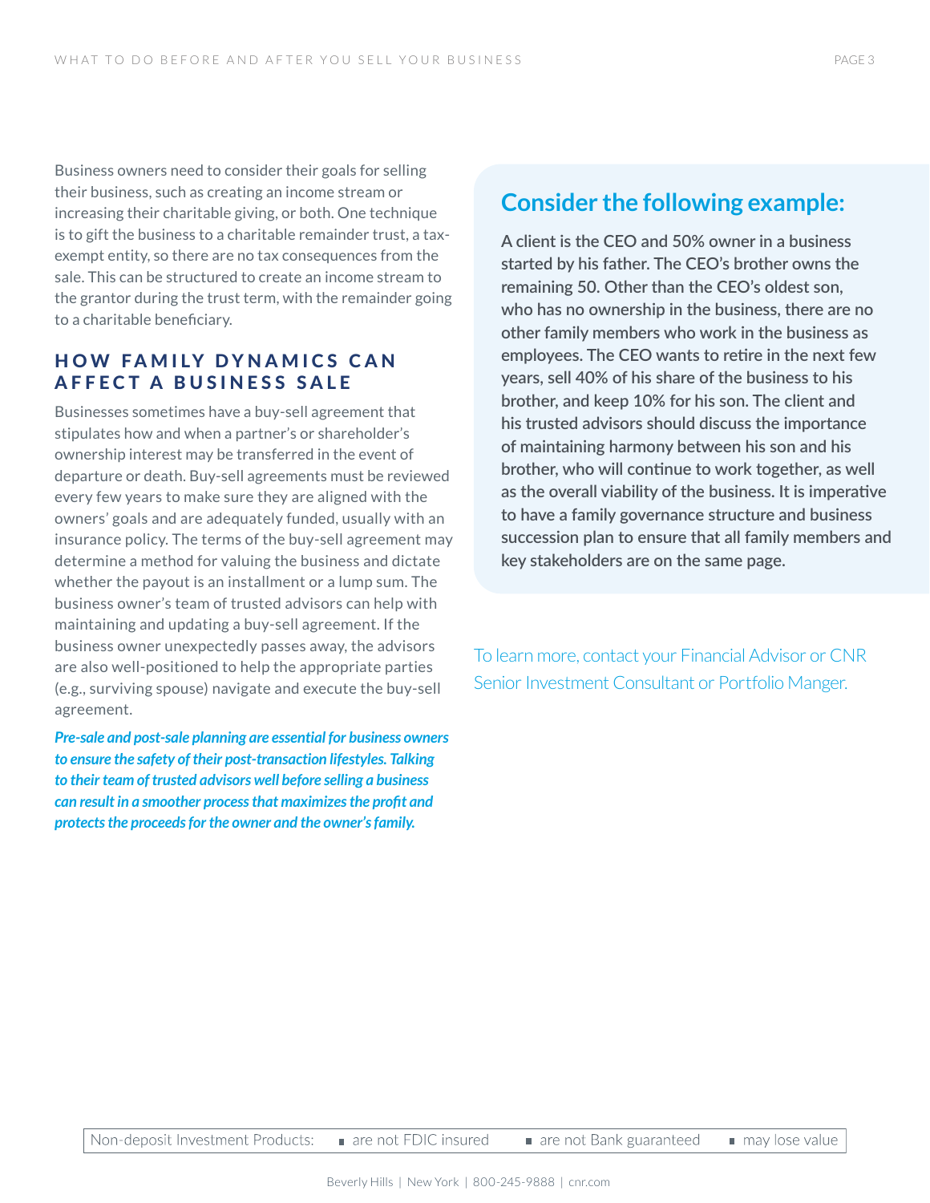Business owners need to consider their goals for selling their business, such as creating an income stream or increasing their charitable giving, or both. One technique is to gift the business to a charitable remainder trust, a tax-exempt entity, so there are no tax consequences from the sale. This can be structured to create an income stream to the grantor during the trust term, with the remainder going to a charitable beneficiary.

## HOW FAMILY DYNAMICS CAN AFFECT A BUSINESS SALE

Businesses sometimes have a buy-sell agreement that stipulates how and when a partner's or shareholder's ownership interest may be transferred in the event of departure or death. Buy-sell agreements must be reviewed every few years to make sure they are aligned with the owners' goals and are adequately funded, usually with an insurance policy. The terms of the buy-sell agreement may determine a method for valuing the business and dictate whether the payout is an installment or a lump sum. The business owner's team of trusted advisors can help with maintaining and updating a buy-sell agreement. If the business owner unexpectedly passes away, the advisors are also well-positioned to help the appropriate parties (e.g., surviving spouse) navigate and execute the buy-sell agreement.

***Pre-sale and post-sale planning are essential for business owners to ensure the safety of their post-transaction lifestyles. Talking to their team of trusted advisors well before selling a business can result in a smoother process that maximizes the profit and protects the proceeds for the owner and the owner's family.***

## Consider the following example:

**A client is the CEO and 50% owner in a business started by his father. The CEO's brother owns the remaining 50. Other than the CEO's oldest son, who has no ownership in the business, there are no other family members who work in the business as employees. The CEO wants to retire in the next few years, sell 40% of his share of the business to his brother, and keep 10% for his son. The client and his trusted advisors should discuss the importance of maintaining harmony between his son and his brother, who will continue to work together, as well as the overall viability of the business. It is imperative to have a family governance structure and business succession plan to ensure that all family members and key stakeholders are on the same page.**

To learn more, contact your Financial Advisor or CNR Senior Investment Consultant or Portfolio Manger.

Non-deposit Investment Products: ■ are not FDIC insured ■ are not Bank guaranteed ■ may lose value

Beverly Hills | New York | 800-245-9888 | cnr.com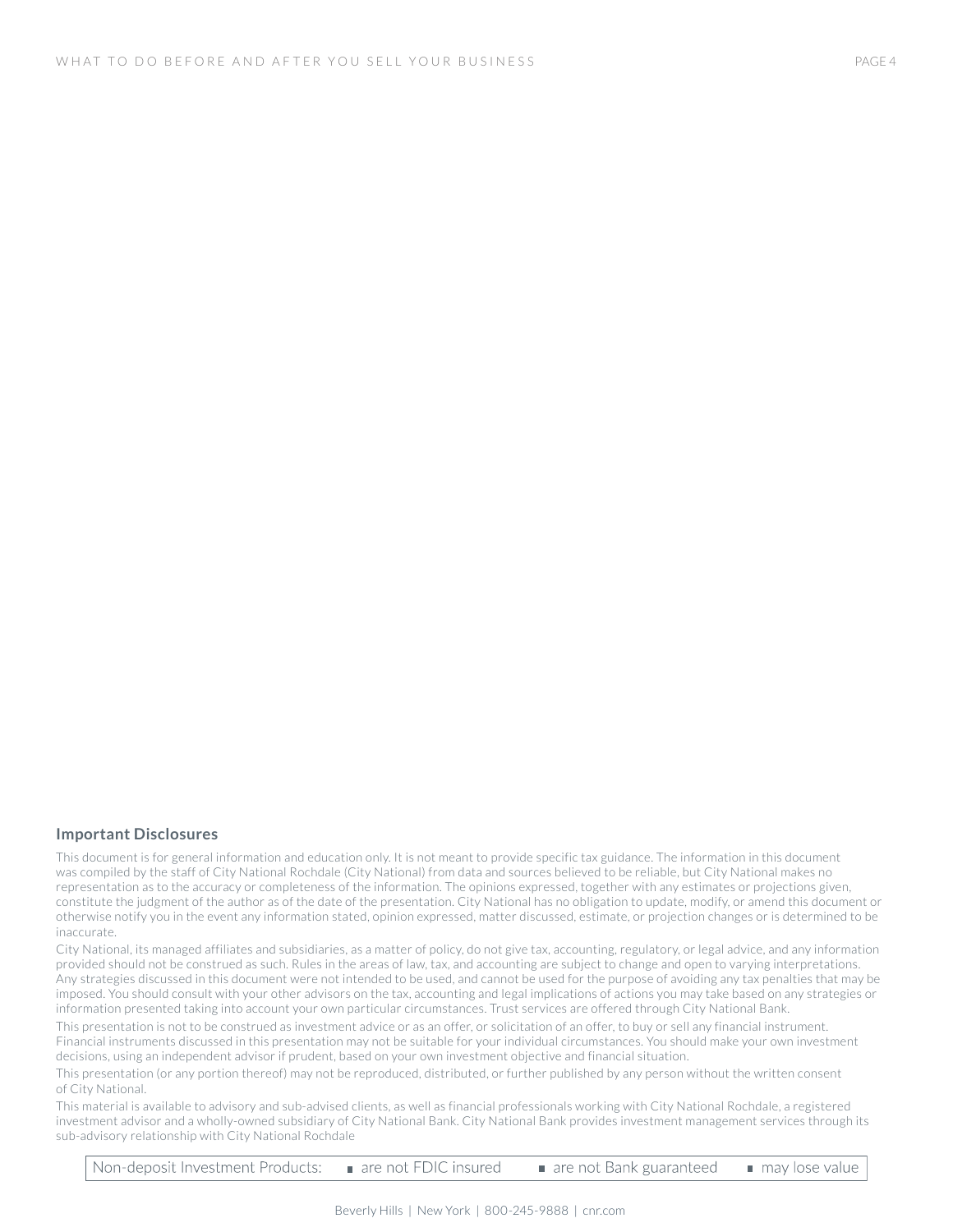## Important Disclosures

This document is for general information and education only. It is not meant to provide specific tax guidance. The information in this document was compiled by the staff of City National Rochdale (City National) from data and sources believed to be reliable, but City National makes no representation as to the accuracy or completeness of the information. The opinions expressed, together with any estimates or projections given, constitute the judgment of the author as of the date of the presentation. City National has no obligation to update, modify, or amend this document or otherwise notify you in the event any information stated, opinion expressed, matter discussed, estimate, or projection changes or is determined to be inaccurate.

City National, its managed affiliates and subsidiaries, as a matter of policy, do not give tax, accounting, regulatory, or legal advice, and any information provided should not be construed as such. Rules in the areas of law, tax, and accounting are subject to change and open to varying interpretations. Any strategies discussed in this document were not intended to be used, and cannot be used for the purpose of avoiding any tax penalties that may be imposed. You should consult with your other advisors on the tax, accounting and legal implications of actions you may take based on any strategies or information presented taking into account your own particular circumstances. Trust services are offered through City National Bank.

This presentation is not to be construed as investment advice or as an offer, or solicitation of an offer, to buy or sell any financial instrument. Financial instruments discussed in this presentation may not be suitable for your individual circumstances. You should make your own investment decisions, using an independent advisor if prudent, based on your own investment objective and financial situation.

This presentation (or any portion thereof) may not be reproduced, distributed, or further published by any person without the written consent of City National.

This material is available to advisory and sub-advised clients, as well as financial professionals working with City National Rochdale, a registered investment advisor and a wholly-owned subsidiary of City National Bank. City National Bank provides investment management services through its sub-advisory relationship with City National Rochdale

Non-deposit Investment Products: ▪ are not FDIC insured ▪ are not Bank guaranteed ▪ may lose value

Beverly Hills | New York | 800-245-9888 | cnr.com